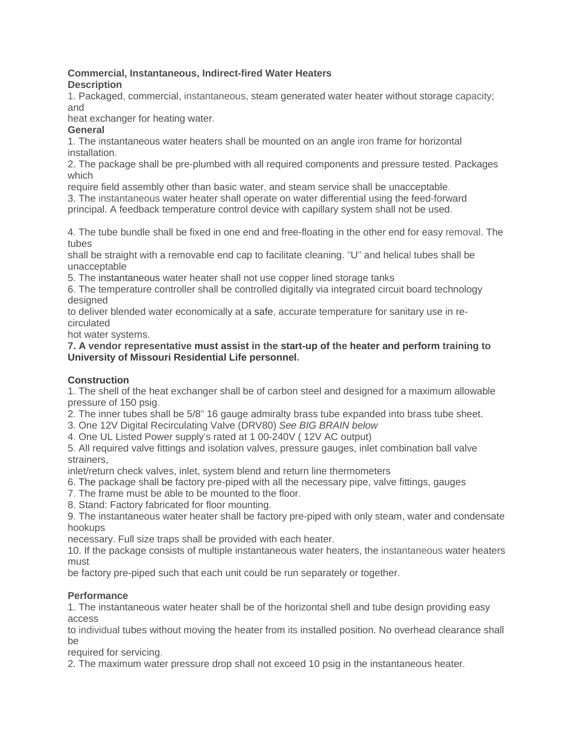**Commercial, Instantaneous, Indirect-fired Water Heaters**

**Description**

1. Packaged, commercial, instantaneous, steam generated water heater without storage capacity; and heat exchanger for heating water.

**General**

1. The instantaneous water heaters shall be mounted on an angle iron frame for horizontal installation.
2. The package shall be pre-plumbed with all required components and pressure tested. Packages which require field assembly other than basic water, and steam service shall be unacceptable.
3. The instantaneous water heater shall operate on water differential using the feed-forward principal. A feedback temperature control device with capillary system shall not be used.
4. The tube bundle shall be fixed in one end and free-floating in the other end for easy removal. The tubes shall be straight with a removable end cap to facilitate cleaning. "U" and helical tubes shall be unacceptable
5. The instantaneous water heater shall not use copper lined storage tanks
6. The temperature controller shall be controlled digitally via integrated circuit board technology designed to deliver blended water economically at a safe, accurate temperature for sanitary use in re-circulated hot water systems.
7. **A vendor representative must assist in the start-up of the heater and perform training to University of Missouri Residential Life personnel.**

**Construction**

1. The shell of the heat exchanger shall be of carbon steel and designed for a maximum allowable pressure of 150 psig.
2. The inner tubes shall be 5/8" 16 gauge admiralty brass tube expanded into brass tube sheet.
3. One 12V Digital Recirculating Valve (DRV80) *See BIG BRAIN below*
4. One UL Listed Power supply's rated at 1 00-240V ( 12V AC output)
5. All required valve fittings and isolation valves, pressure gauges, inlet combination ball valve strainers, inlet/return check valves, inlet, system blend and return line thermometers
6. The package shall be factory pre-piped with all the necessary pipe, valve fittings, gauges
7. The frame must be able to be mounted to the floor.
8. Stand: Factory fabricated for floor mounting.
9. The instantaneous water heater shall be factory pre-piped with only steam, water and condensate hookups necessary. Full size traps shall be provided with each heater.
10. If the package consists of multiple instantaneous water heaters, the instantaneous water heaters must be factory pre-piped such that each unit could be run separately or together.

**Performance**

1. The instantaneous water heater shall be of the horizontal shell and tube design providing easy access to individual tubes without moving the heater from its installed position. No overhead clearance shall be required for servicing.
2. The maximum water pressure drop shall not exceed 10 psig in the instantaneous heater.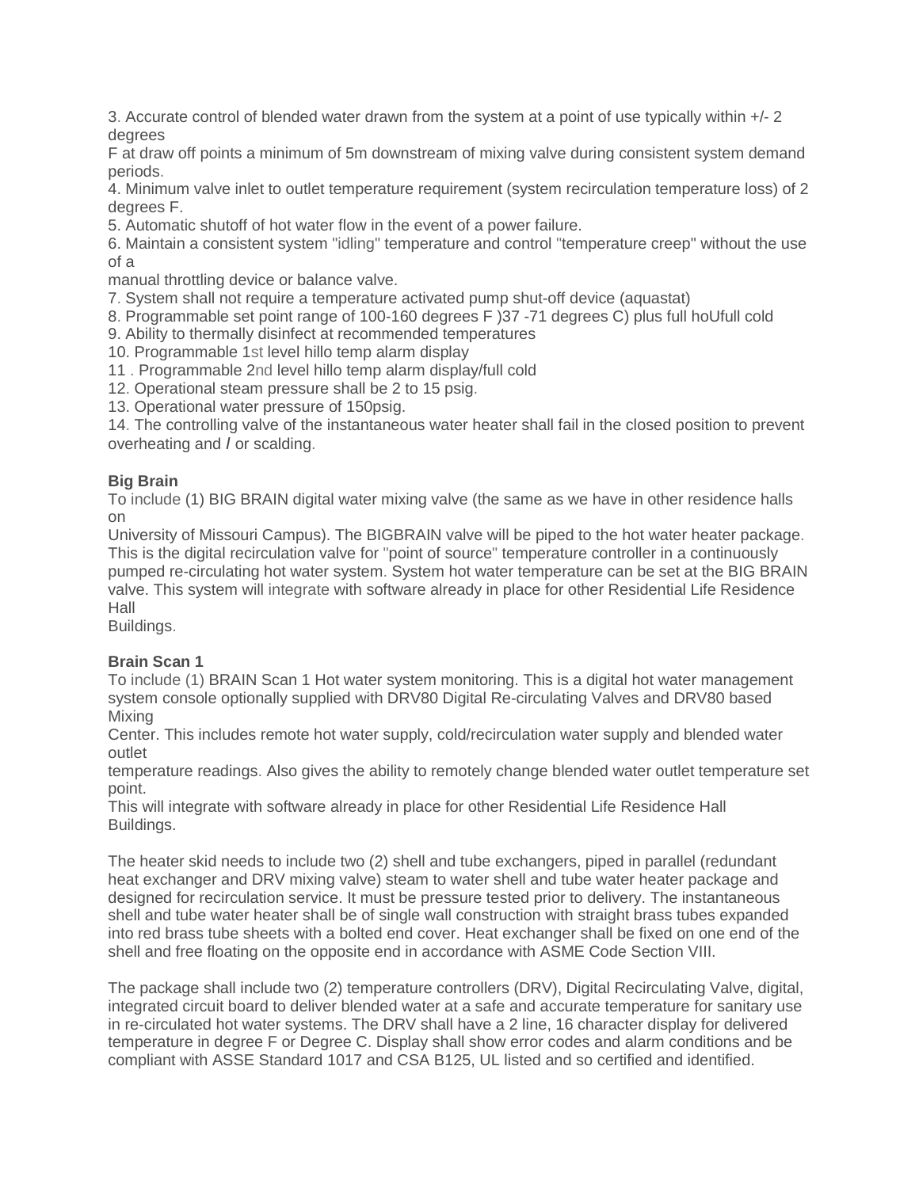3. Accurate control of blended water drawn from the system at a point of use typically within +/- 2 degrees F at draw off points a minimum of 5m downstream of mixing valve during consistent system demand periods.
4. Minimum valve inlet to outlet temperature requirement (system recirculation temperature loss) of 2 degrees F.
5. Automatic shutoff of hot water flow in the event of a power failure.
6. Maintain a consistent system "idling" temperature and control "temperature creep" without the use of a manual throttling device or balance valve.
7. System shall not require a temperature activated pump shut-off device (aquastat)
8. Programmable set point range of 100-160 degrees F )37 -71 degrees C) plus full hoUfull cold
9. Ability to thermally disinfect at recommended temperatures
10. Programmable 1st level hillo temp alarm display
11 . Programmable 2nd level hillo temp alarm display/full cold
12. Operational steam pressure shall be 2 to 15 psig.
13. Operational water pressure of 150psig.
14. The controlling valve of the instantaneous water heater shall fail in the closed position to prevent overheating and *I* or scalding.

**Big Brain**

To include (1) BIG BRAIN digital water mixing valve (the same as we have in other residence halls on University of Missouri Campus). The BIGBRAIN valve will be piped to the hot water heater package. This is the digital recirculation valve for "point of source" temperature controller in a continuously pumped re-circulating hot water system. System hot water temperature can be set at the BIG BRAIN valve. This system will integrate with software already in place for other Residential Life Residence Hall Buildings.

**Brain Scan 1**

To include (1) BRAIN Scan 1 Hot water system monitoring. This is a digital hot water management system console optionally supplied with DRV80 Digital Re-circulating Valves and DRV80 based Mixing Center. This includes remote hot water supply, cold/recirculation water supply and blended water outlet temperature readings. Also gives the ability to remotely change blended water outlet temperature set point.
This will integrate with software already in place for other Residential Life Residence Hall Buildings.

The heater skid needs to include two (2) shell and tube exchangers, piped in parallel (redundant heat exchanger and DRV mixing valve) steam to water shell and tube water heater package and designed for recirculation service. It must be pressure tested prior to delivery. The instantaneous shell and tube water heater shall be of single wall construction with straight brass tubes expanded into red brass tube sheets with a bolted end cover. Heat exchanger shall be fixed on one end of the shell and free floating on the opposite end in accordance with ASME Code Section VIII.

The package shall include two (2) temperature controllers (DRV), Digital Recirculating Valve, digital, integrated circuit board to deliver blended water at a safe and accurate temperature for sanitary use in re-circulated hot water systems. The DRV shall have a 2 line, 16 character display for delivered temperature in degree F or Degree C. Display shall show error codes and alarm conditions and be compliant with ASSE Standard 1017 and CSA B125, UL listed and so certified and identified.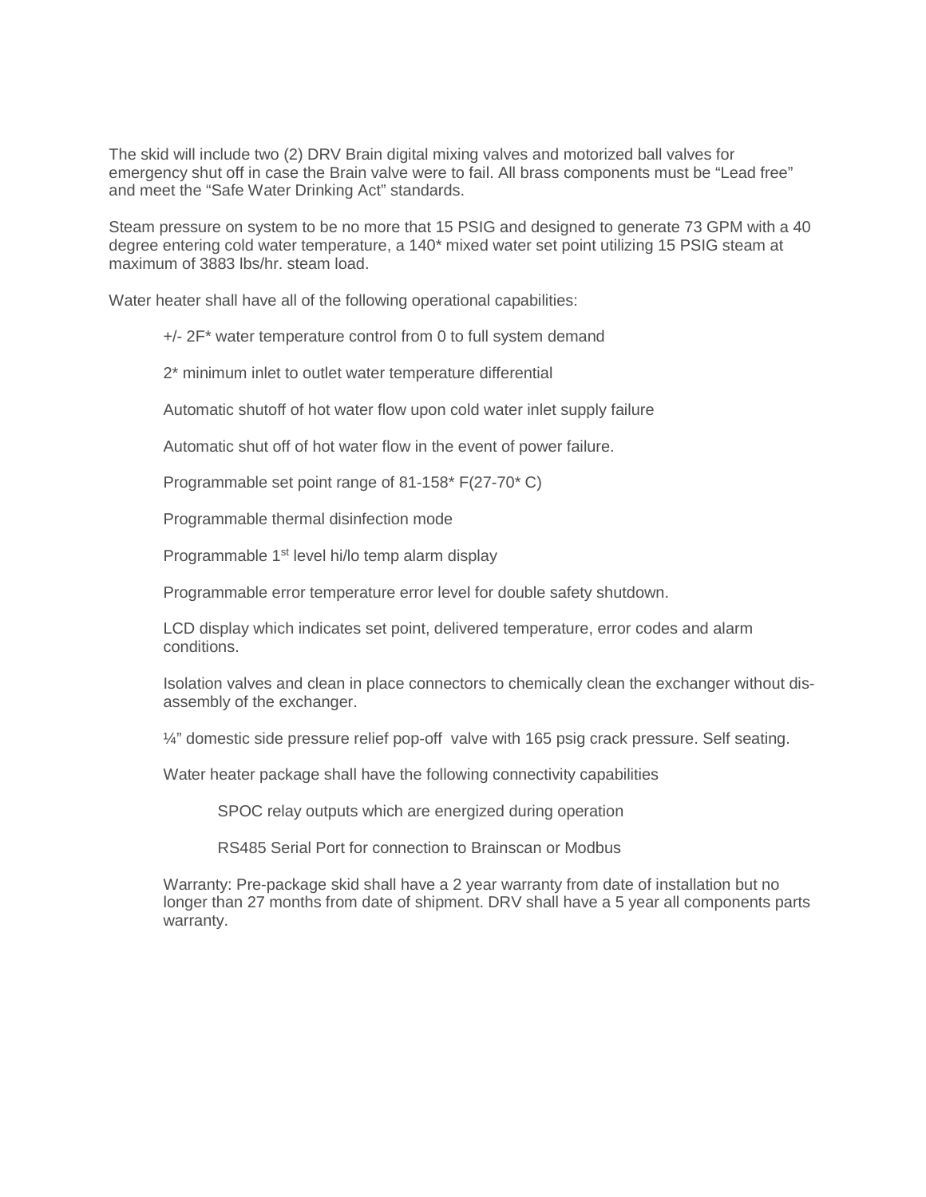The skid will include two (2) DRV Brain digital mixing valves and motorized ball valves for emergency shut off in case the Brain valve were to fail. All brass components must be "Lead free" and meet the "Safe Water Drinking Act" standards.

Steam pressure on system to be no more that 15 PSIG and designed to generate 73 GPM with a 40 degree entering cold water temperature, a 140* mixed water set point utilizing 15 PSIG steam at maximum of 3883 lbs/hr. steam load.

Water heater shall have all of the following operational capabilities:

- +/- 2F* water temperature control from 0 to full system demand
- 2* minimum inlet to outlet water temperature differential
- Automatic shutoff of hot water flow upon cold water inlet supply failure
- Automatic shut off of hot water flow in the event of power failure.
- Programmable set point range of 81-158* F(27-70* C)
- Programmable thermal disinfection mode
- Programmable 1st level hi/lo temp alarm display
- Programmable error temperature error level for double safety shutdown.
- LCD display which indicates set point, delivered temperature, error codes and alarm conditions.
- Isolation valves and clean in place connectors to chemically clean the exchanger without dis-assembly of the exchanger.
- ¼" domestic side pressure relief pop-off valve with 165 psig crack pressure. Self seating.
- Water heater package shall have the following connectivity capabilities
  - SPOC relay outputs which are energized during operation
  - RS485 Serial Port for connection to Brainscan or Modbus
- Warranty: Pre-package skid shall have a 2 year warranty from date of installation but no longer than 27 months from date of shipment. DRV shall have a 5 year all components parts warranty.